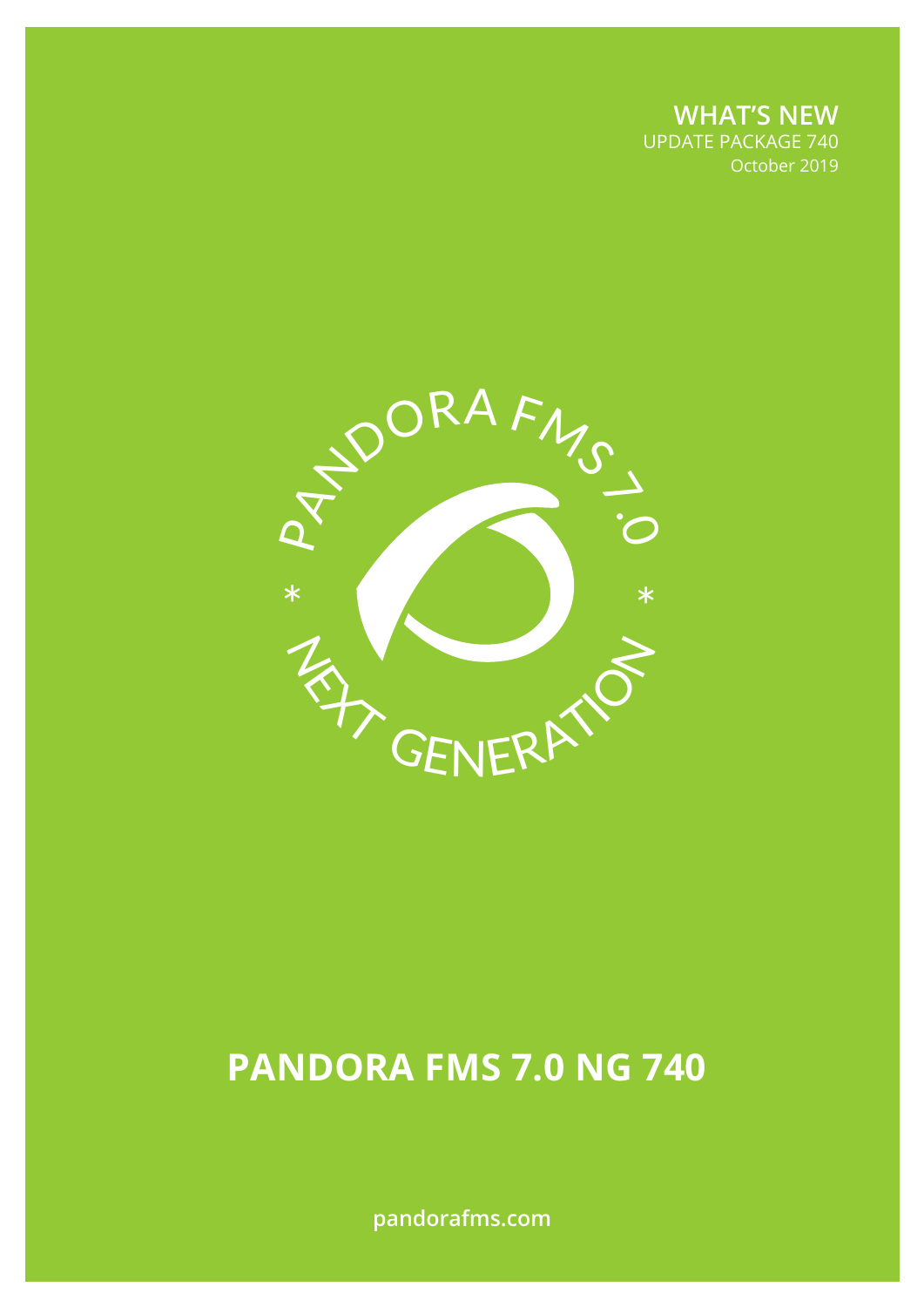**WHAT'S NEW**
UPDATE PACKAGE 740
October 2019

PANDORA FMS 7.0 * NEXT GENERATION *

# PANDORA FMS 7.0 NG 740

pandorafms.com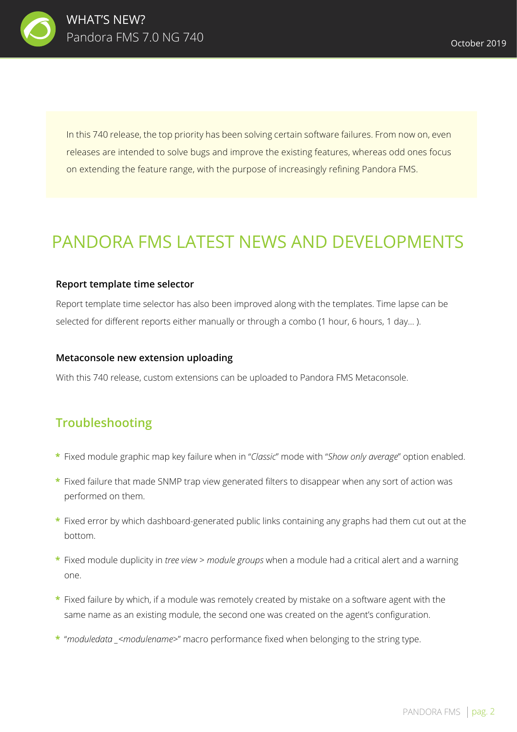In this 740 release, the top priority has been solving certain software failures. From now on, even releases are intended to solve bugs and improve the existing features, whereas odd ones focus on extending the feature range, with the purpose of increasingly refining Pandora FMS.

# PANDORA FMS LATEST NEWS AND DEVELOPMENTS

**Report template time selector**

Report template time selector has also been improved along with the templates. Time lapse can be selected for different reports either manually or through a combo (1 hour, 6 hours, 1 day... ).

**Metaconsole new extension uploading**

With this 740 release, custom extensions can be uploaded to Pandora FMS Metaconsole.

## Troubleshooting

* Fixed module graphic map key failure when in "*Classic*" mode with "*Show only average*" option enabled.
* Fixed failure that made SNMP trap view generated filters to disappear when any sort of action was performed on them.
* Fixed error by which dashboard-generated public links containing any graphs had them cut out at the bottom.
* Fixed module duplicity in *tree view* > *module groups* when a module had a critical alert and a warning one.
* Fixed failure by which, if a module was remotely created by mistake on a software agent with the same name as an existing module, the second one was created on the agent's configuration.
* "*moduledata _<modulename>*" macro performance fixed when belonging to the string type.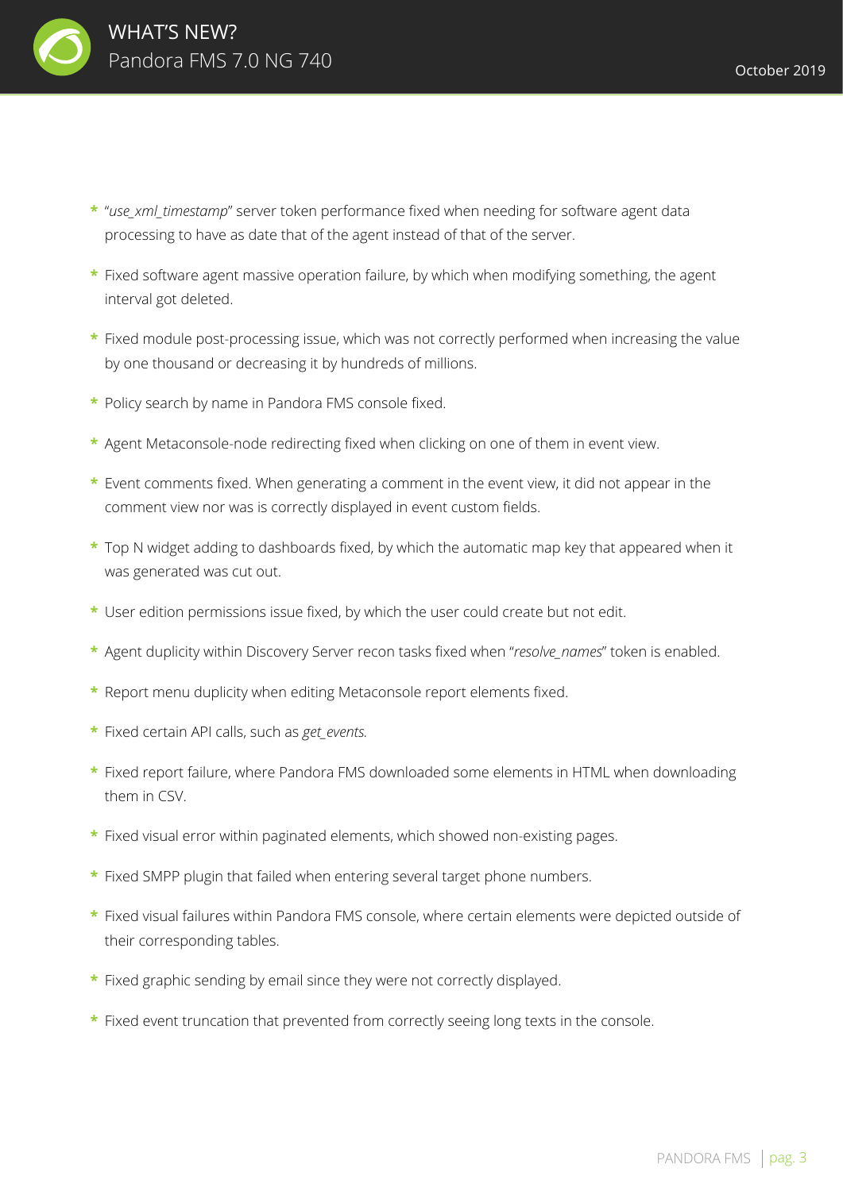* "*use_xml_timestamp*" server token performance fixed when needing for software agent data processing to have as date that of the agent instead of that of the server.

* Fixed software agent massive operation failure, by which when modifying something, the agent interval got deleted.

* Fixed module post-processing issue, which was not correctly performed when increasing the value by one thousand or decreasing it by hundreds of millions.

* Policy search by name in Pandora FMS console fixed.

* Agent Metaconsole-node redirecting fixed when clicking on one of them in event view.

* Event comments fixed. When generating a comment in the event view, it did not appear in the comment view nor was is correctly displayed in event custom fields.

* Top N widget adding to dashboards fixed, by which the automatic map key that appeared when it was generated was cut out.

* User edition permissions issue fixed, by which the user could create but not edit.

* Agent duplicity within Discovery Server recon tasks fixed when "*resolve_names*" token is enabled.

* Report menu duplicity when editing Metaconsole report elements fixed.

* Fixed certain API calls, such as *get_events.*

* Fixed report failure, where Pandora FMS downloaded some elements in HTML when downloading them in CSV.

* Fixed visual error within paginated elements, which showed non-existing pages.

* Fixed SMPP plugin that failed when entering several target phone numbers.

* Fixed visual failures within Pandora FMS console, where certain elements were depicted outside of their corresponding tables.

* Fixed graphic sending by email since they were not correctly displayed.

* Fixed event truncation that prevented from correctly seeing long texts in the console.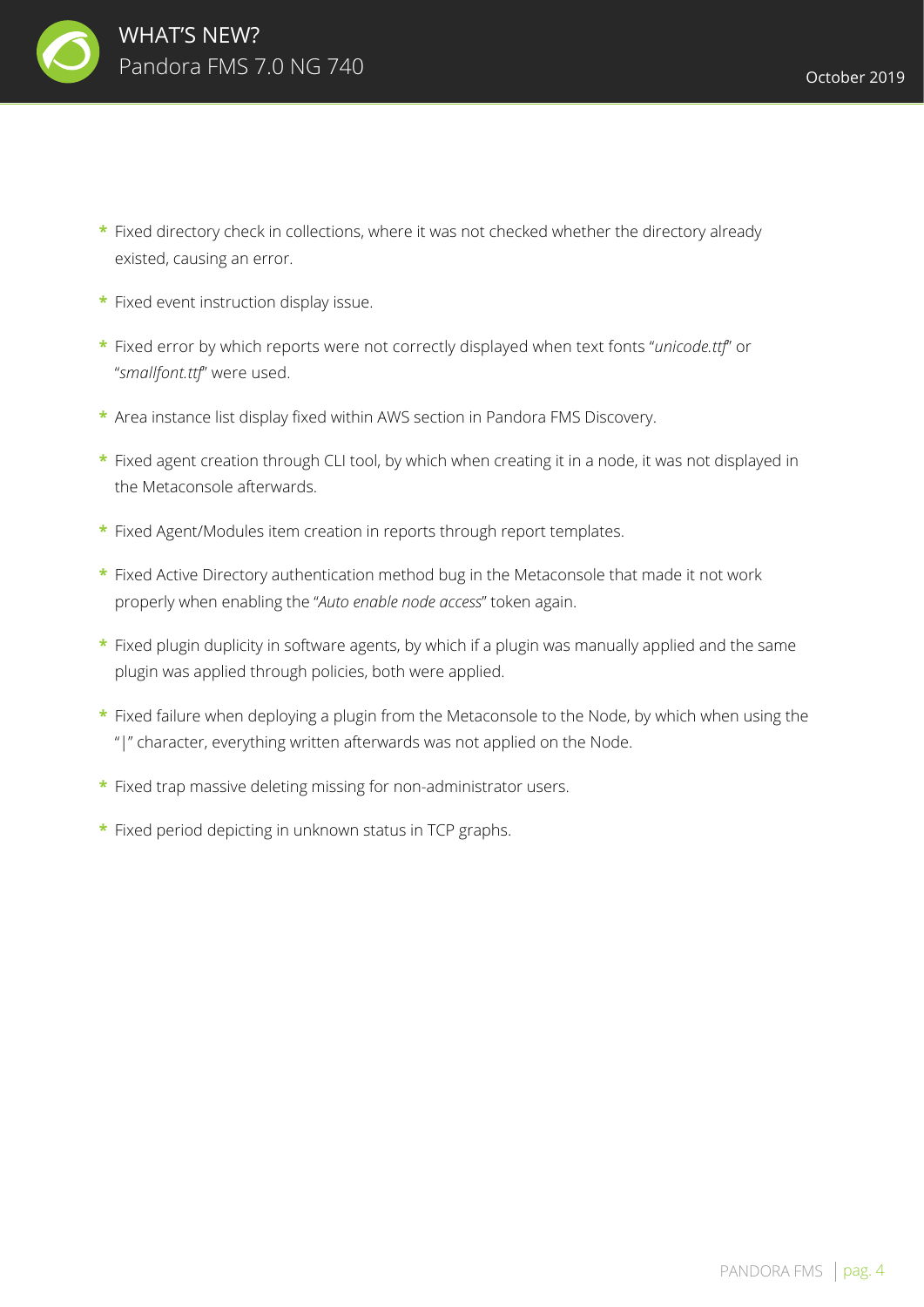- Fixed directory check in collections, where it was not checked whether the directory already existed, causing an error.
- Fixed event instruction display issue.
- Fixed error by which reports were not correctly displayed when text fonts "*unicode.ttf*" or "*smallfont.ttf*" were used.
- Area instance list display fixed within AWS section in Pandora FMS Discovery.
- Fixed agent creation through CLI tool, by which when creating it in a node, it was not displayed in the Metaconsole afterwards.
- Fixed Agent/Modules item creation in reports through report templates.
- Fixed Active Directory authentication method bug in the Metaconsole that made it not work properly when enabling the "*Auto enable node access*" token again.
- Fixed plugin duplicity in software agents, by which if a plugin was manually applied and the same plugin was applied through policies, both were applied.
- Fixed failure when deploying a plugin from the Metaconsole to the Node, by which when using the "|" character, everything written afterwards was not applied on the Node.
- Fixed trap massive deleting missing for non-administrator users.
- Fixed period depicting in unknown status in TCP graphs.